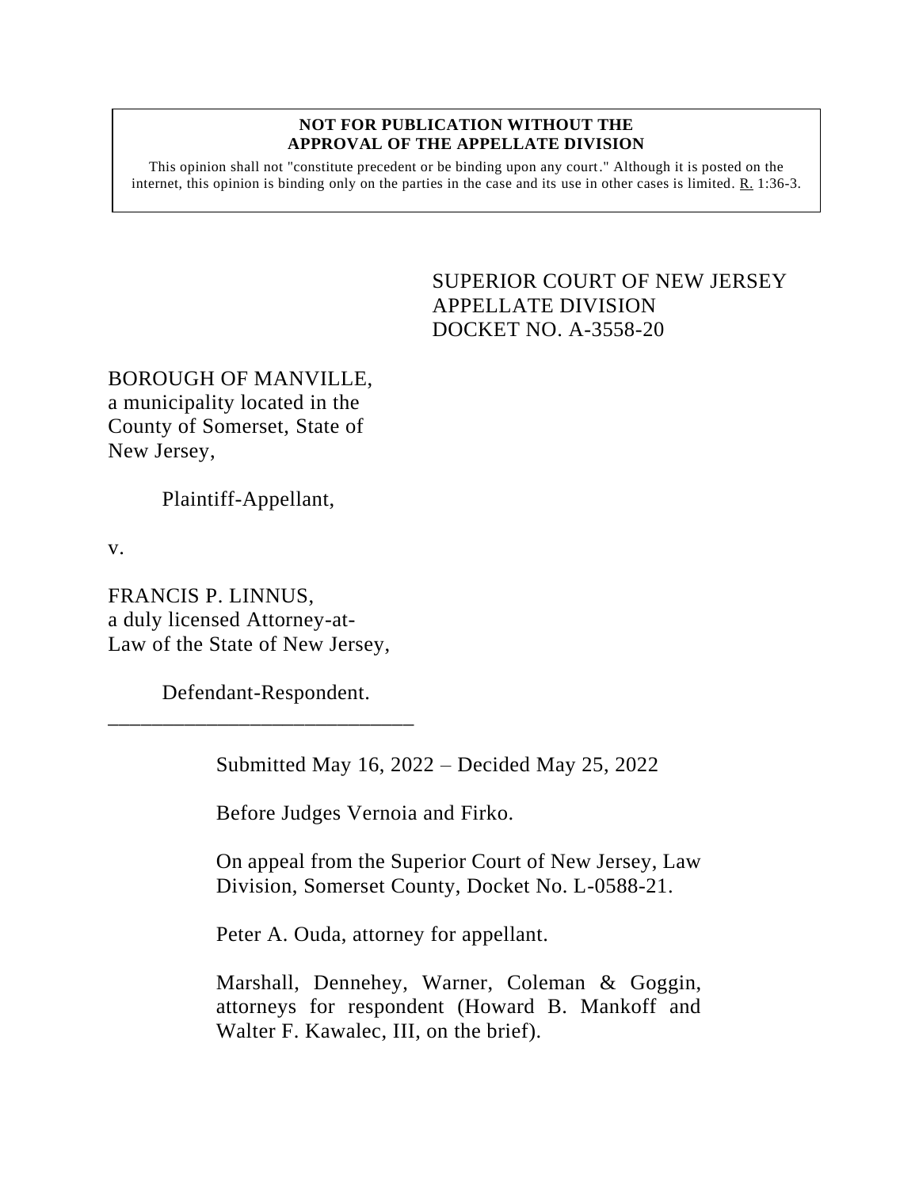**NOT FOR PUBLICATION WITHOUT THE APPROVAL OF THE APPELLATE DIVISION**

This opinion shall not "constitute precedent or be binding upon any court." Although it is posted on the internet, this opinion is binding only on the parties in the case and its use in other cases is limited. R. 1:36-3.

SUPERIOR COURT OF NEW JERSEY
APPELLATE DIVISION
DOCKET NO. A-3558-20

BOROUGH OF MANVILLE, a municipality located in the County of Somerset, State of New Jersey,

Plaintiff-Appellant,

v.

FRANCIS P. LINNUS, a duly licensed Attorney-at-Law of the State of New Jersey,

Defendant-Respondent.

\_\_\_\_\_\_\_\_\_\_\_\_\_\_\_\_\_\_\_\_\_\_\_\_\_\_\_\_\_\_

Submitted May 16, 2022 – Decided May 25, 2022

Before Judges Vernoia and Firko.

On appeal from the Superior Court of New Jersey, Law Division, Somerset County, Docket No. L-0588-21.

Peter A. Ouda, attorney for appellant.

Marshall, Dennehey, Warner, Coleman & Goggin, attorneys for respondent (Howard B. Mankoff and Walter F. Kawalec, III, on the brief).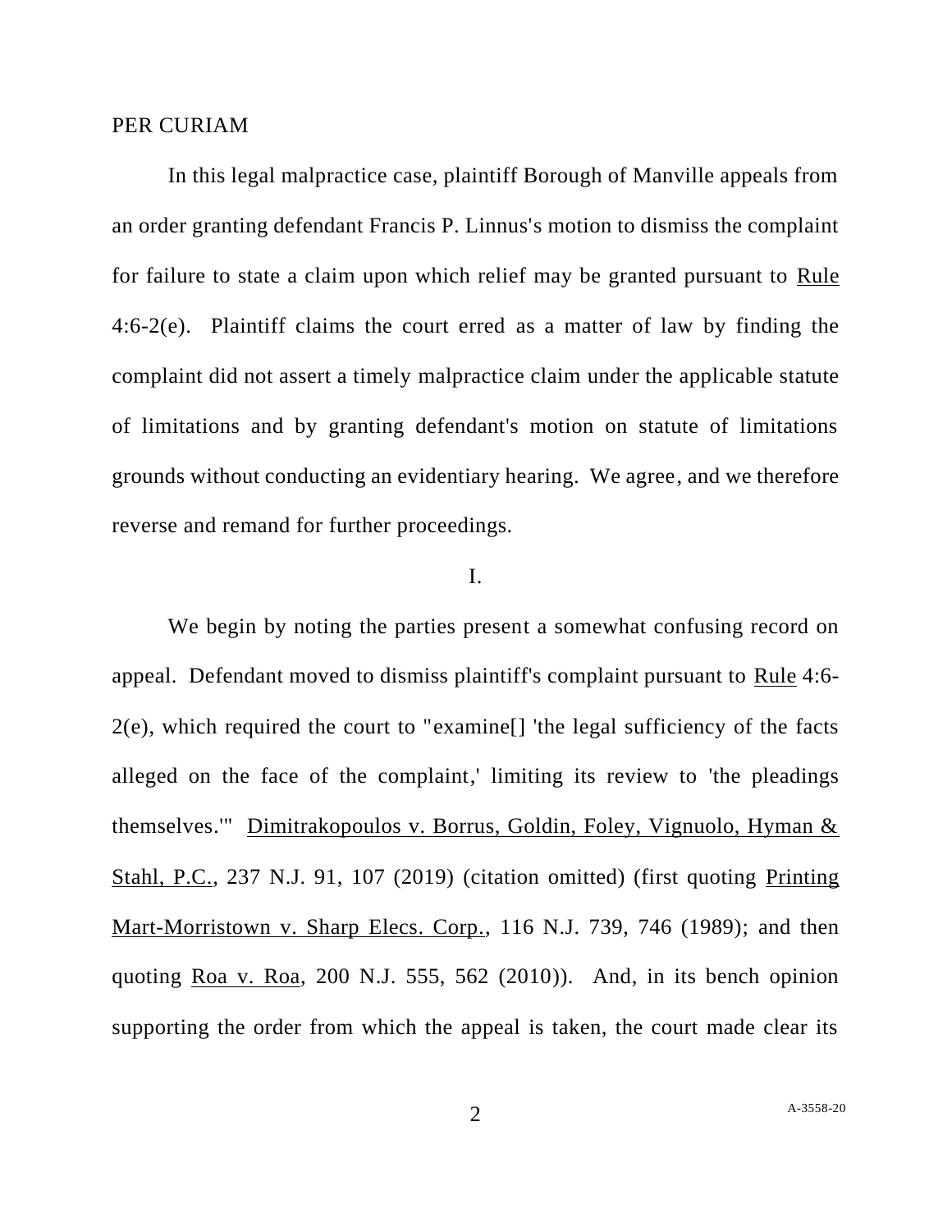PER CURIAM

In this legal malpractice case, plaintiff Borough of Manville appeals from an order granting defendant Francis P. Linnus's motion to dismiss the complaint for failure to state a claim upon which relief may be granted pursuant to Rule 4:6-2(e). Plaintiff claims the court erred as a matter of law by finding the complaint did not assert a timely malpractice claim under the applicable statute of limitations and by granting defendant's motion on statute of limitations grounds without conducting an evidentiary hearing. We agree, and we therefore reverse and remand for further proceedings.

I.

We begin by noting the parties present a somewhat confusing record on appeal. Defendant moved to dismiss plaintiff's complaint pursuant to Rule 4:6-2(e), which required the court to "examine[] 'the legal sufficiency of the facts alleged on the face of the complaint,' limiting its review to 'the pleadings themselves.'" Dimitrakopoulos v. Borrus, Goldin, Foley, Vignuolo, Hyman & Stahl, P.C., 237 N.J. 91, 107 (2019) (citation omitted) (first quoting Printing Mart-Morristown v. Sharp Elecs. Corp., 116 N.J. 739, 746 (1989); and then quoting Roa v. Roa, 200 N.J. 555, 562 (2010)). And, in its bench opinion supporting the order from which the appeal is taken, the court made clear its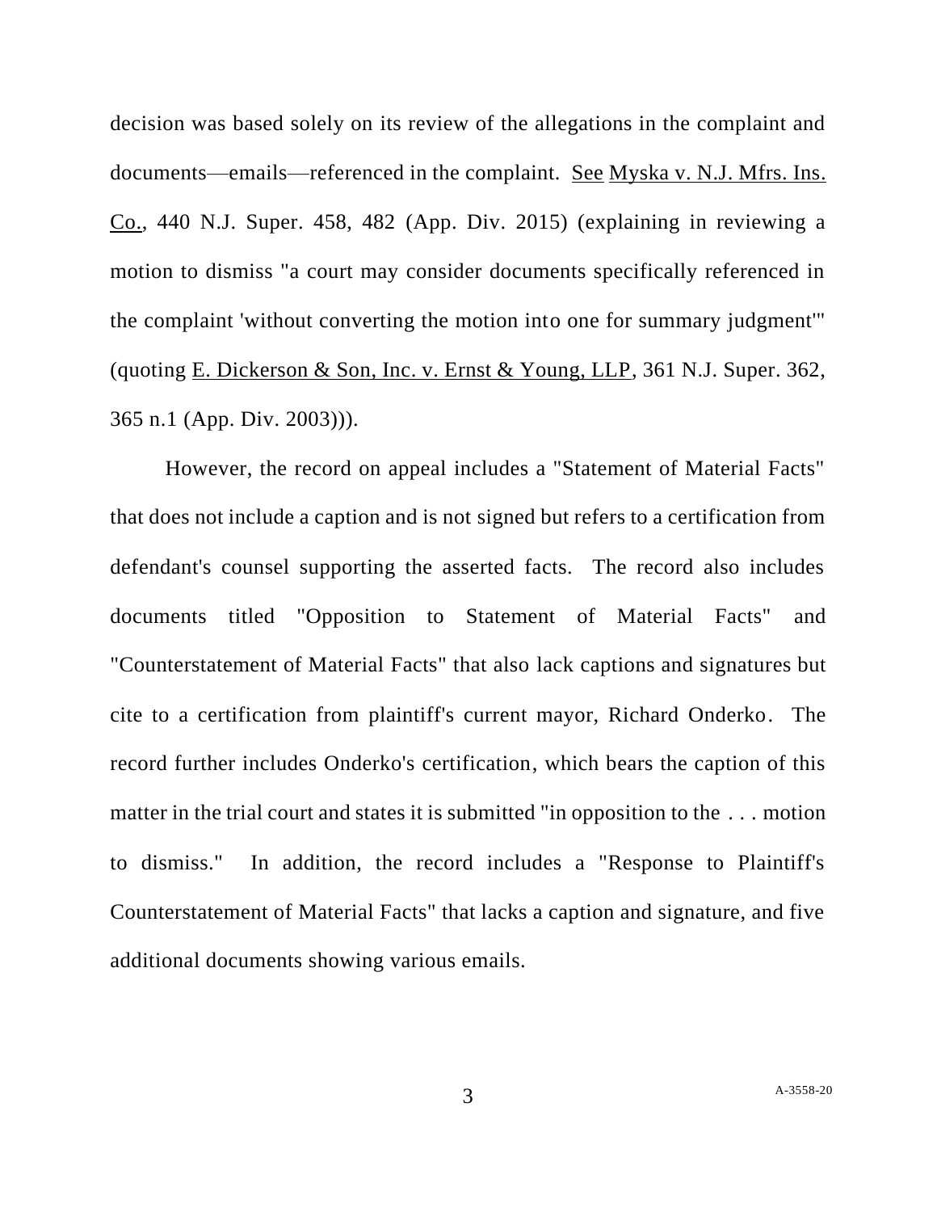decision was based solely on its review of the allegations in the complaint and documents—emails—referenced in the complaint. See Myska v. N.J. Mfrs. Ins. Co., 440 N.J. Super. 458, 482 (App. Div. 2015) (explaining in reviewing a motion to dismiss "a court may consider documents specifically referenced in the complaint 'without converting the motion into one for summary judgment'" (quoting E. Dickerson & Son, Inc. v. Ernst & Young, LLP, 361 N.J. Super. 362, 365 n.1 (App. Div. 2003))).

However, the record on appeal includes a "Statement of Material Facts" that does not include a caption and is not signed but refers to a certification from defendant's counsel supporting the asserted facts. The record also includes documents titled "Opposition to Statement of Material Facts" and "Counterstatement of Material Facts" that also lack captions and signatures but cite to a certification from plaintiff's current mayor, Richard Onderko. The record further includes Onderko's certification, which bears the caption of this matter in the trial court and states it is submitted "in opposition to the . . . motion to dismiss." In addition, the record includes a "Response to Plaintiff's Counterstatement of Material Facts" that lacks a caption and signature, and five additional documents showing various emails.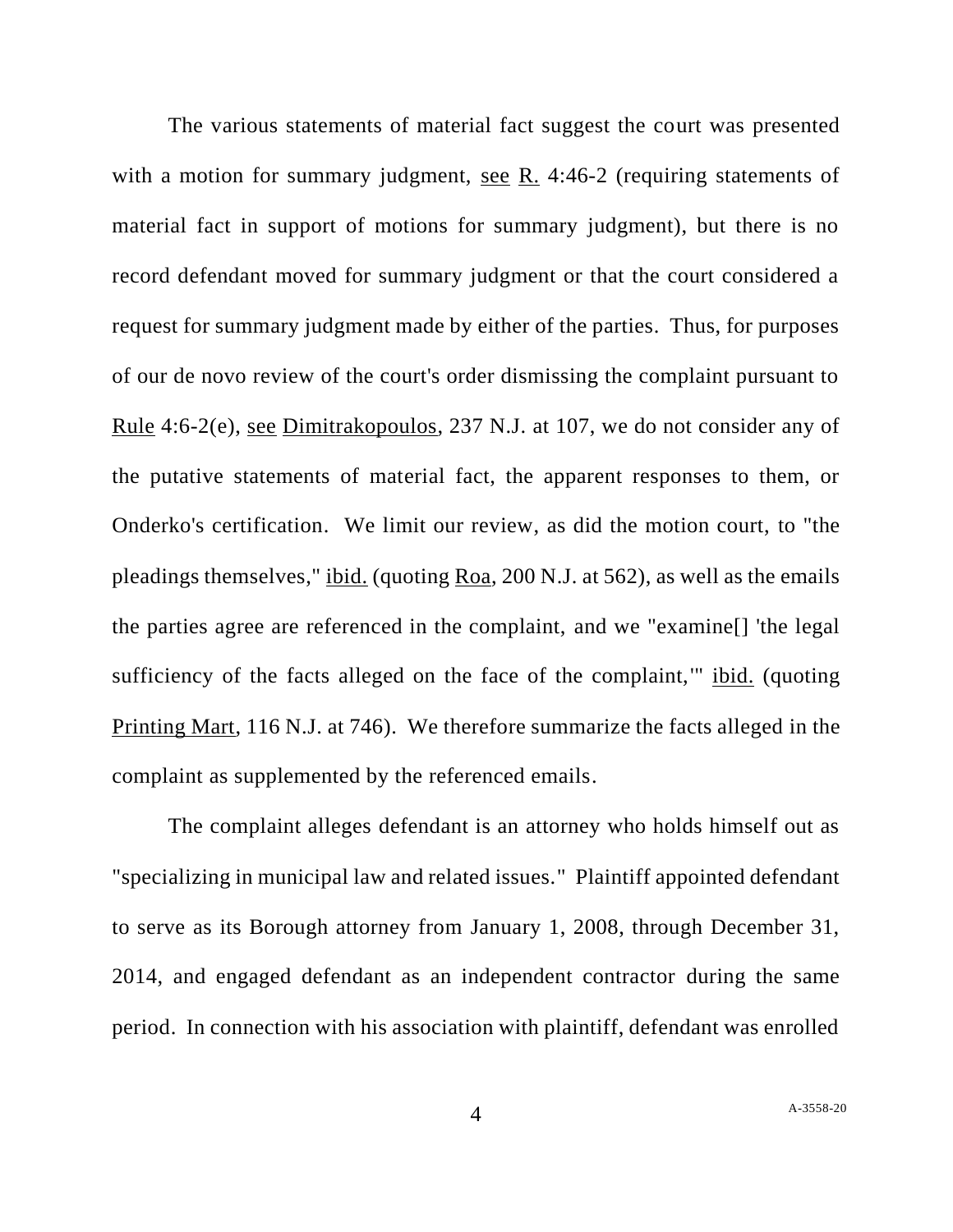The various statements of material fact suggest the court was presented with a motion for summary judgment, see R. 4:46-2 (requiring statements of material fact in support of motions for summary judgment), but there is no record defendant moved for summary judgment or that the court considered a request for summary judgment made by either of the parties. Thus, for purposes of our de novo review of the court's order dismissing the complaint pursuant to Rule 4:6-2(e), see Dimitrakopoulos, 237 N.J. at 107, we do not consider any of the putative statements of material fact, the apparent responses to them, or Onderko's certification. We limit our review, as did the motion court, to "the pleadings themselves," ibid. (quoting Roa, 200 N.J. at 562), as well as the emails the parties agree are referenced in the complaint, and we "examine[] 'the legal sufficiency of the facts alleged on the face of the complaint,'" ibid. (quoting Printing Mart, 116 N.J. at 746). We therefore summarize the facts alleged in the complaint as supplemented by the referenced emails.

The complaint alleges defendant is an attorney who holds himself out as "specializing in municipal law and related issues." Plaintiff appointed defendant to serve as its Borough attorney from January 1, 2008, through December 31, 2014, and engaged defendant as an independent contractor during the same period. In connection with his association with plaintiff, defendant was enrolled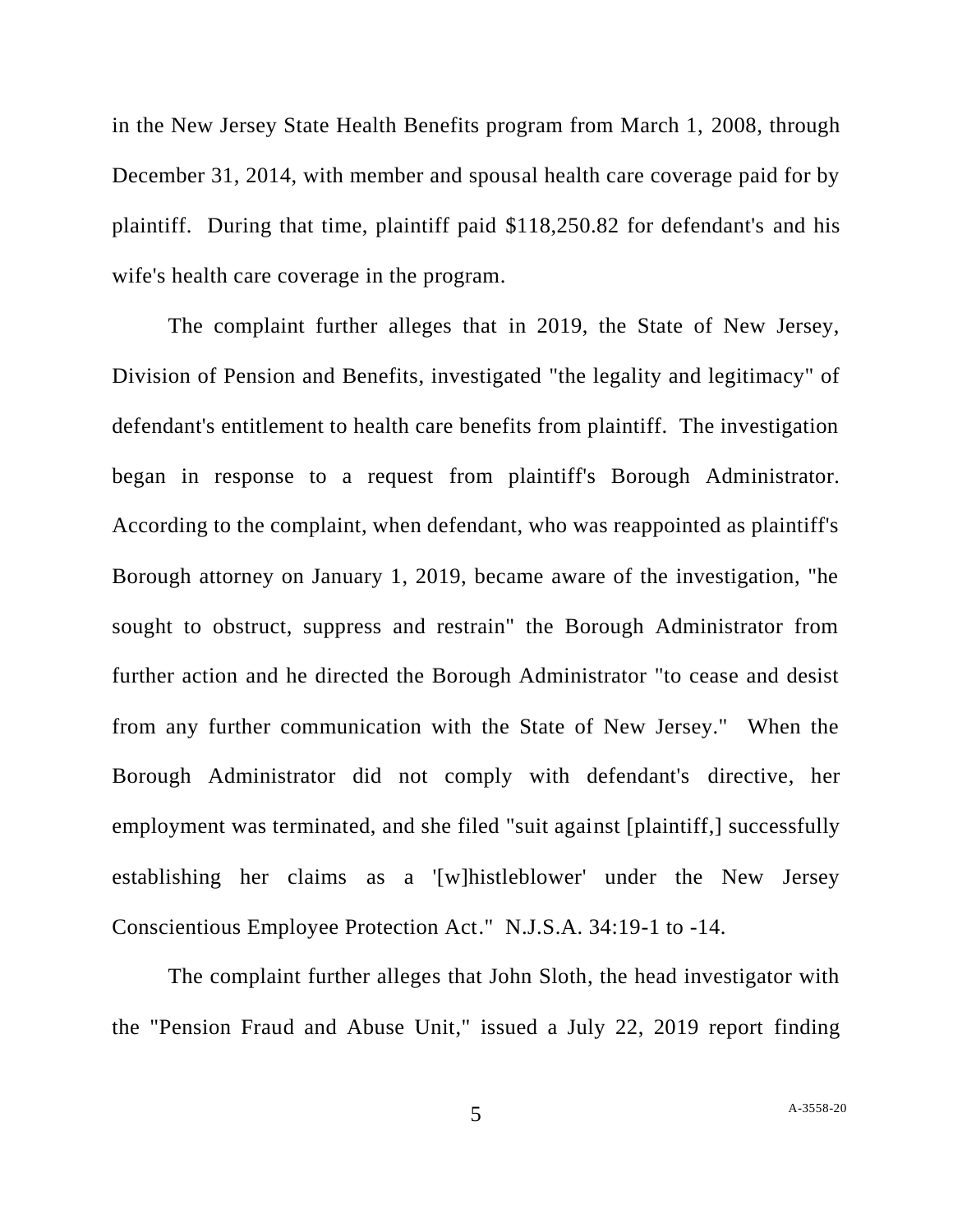in the New Jersey State Health Benefits program from March 1, 2008, through December 31, 2014, with member and spousal health care coverage paid for by plaintiff. During that time, plaintiff paid $118,250.82 for defendant's and his wife's health care coverage in the program.

The complaint further alleges that in 2019, the State of New Jersey, Division of Pension and Benefits, investigated "the legality and legitimacy" of defendant's entitlement to health care benefits from plaintiff. The investigation began in response to a request from plaintiff's Borough Administrator. According to the complaint, when defendant, who was reappointed as plaintiff's Borough attorney on January 1, 2019, became aware of the investigation, "he sought to obstruct, suppress and restrain" the Borough Administrator from further action and he directed the Borough Administrator "to cease and desist from any further communication with the State of New Jersey." When the Borough Administrator did not comply with defendant's directive, her employment was terminated, and she filed "suit against [plaintiff,] successfully establishing her claims as a '[w]histleblower' under the New Jersey Conscientious Employee Protection Act." N.J.S.A. 34:19-1 to -14.

The complaint further alleges that John Sloth, the head investigator with the "Pension Fraud and Abuse Unit," issued a July 22, 2019 report finding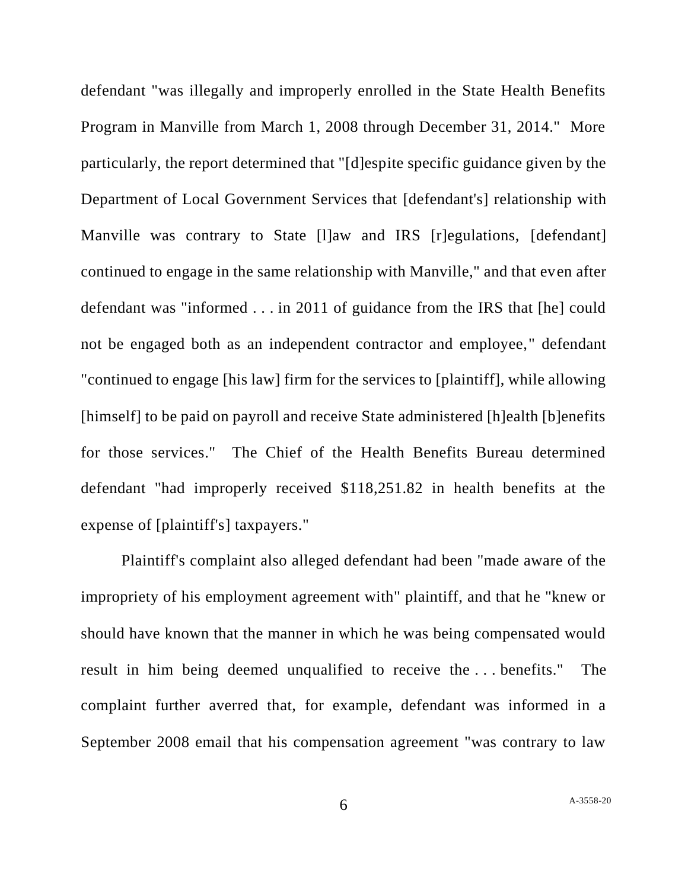defendant "was illegally and improperly enrolled in the State Health Benefits Program in Manville from March 1, 2008 through December 31, 2014." More particularly, the report determined that "[d]espite specific guidance given by the Department of Local Government Services that [defendant's] relationship with Manville was contrary to State [l]aw and IRS [r]egulations, [defendant] continued to engage in the same relationship with Manville," and that even after defendant was "informed . . . in 2011 of guidance from the IRS that [he] could not be engaged both as an independent contractor and employee," defendant "continued to engage [his law] firm for the services to [plaintiff], while allowing [himself] to be paid on payroll and receive State administered [h]ealth [b]enefits for those services." The Chief of the Health Benefits Bureau determined defendant "had improperly received $118,251.82 in health benefits at the expense of [plaintiff's] taxpayers."

Plaintiff's complaint also alleged defendant had been "made aware of the impropriety of his employment agreement with" plaintiff, and that he "knew or should have known that the manner in which he was being compensated would result in him being deemed unqualified to receive the . . . benefits." The complaint further averred that, for example, defendant was informed in a September 2008 email that his compensation agreement "was contrary to law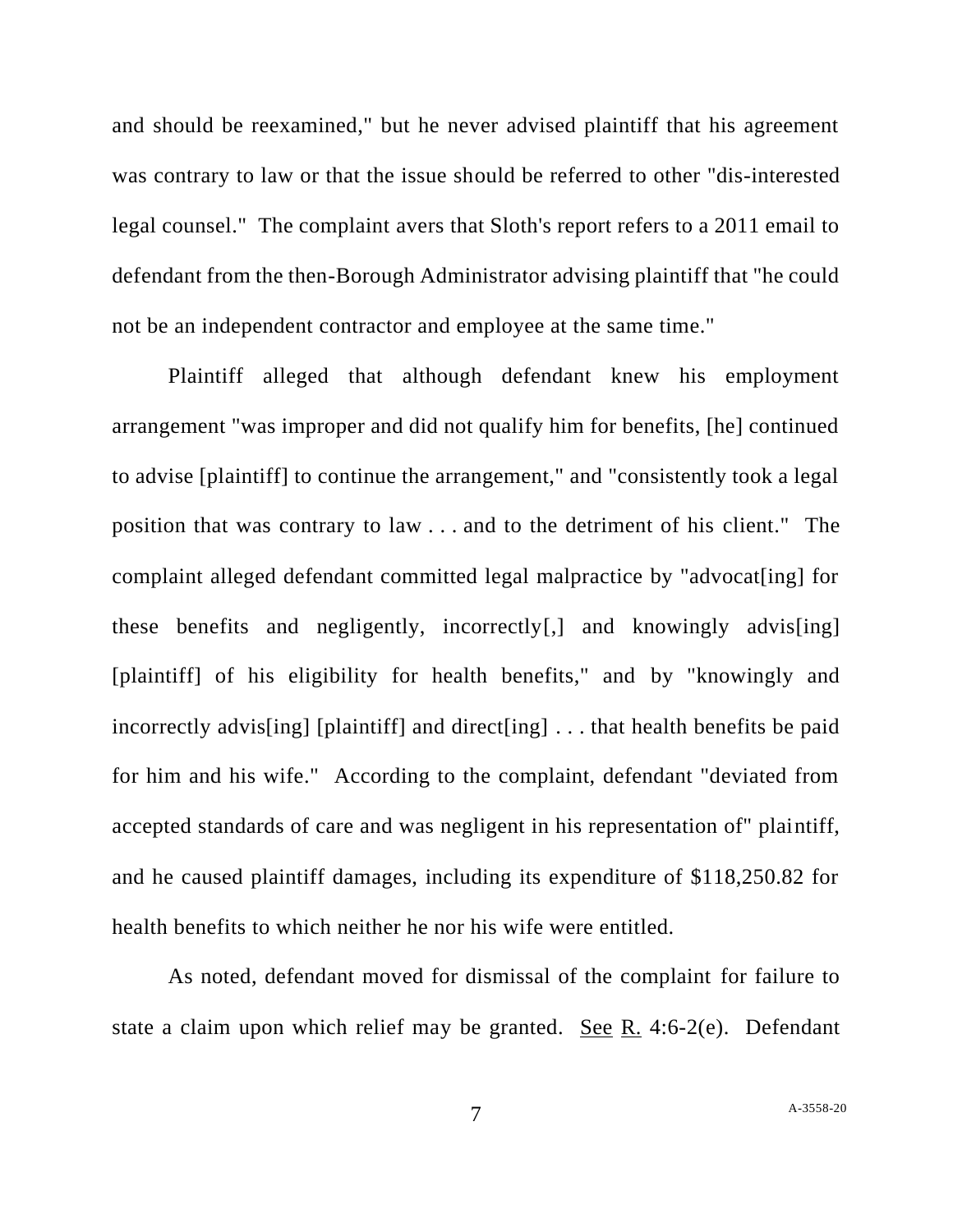and should be reexamined," but he never advised plaintiff that his agreement was contrary to law or that the issue should be referred to other "dis-interested legal counsel." The complaint avers that Sloth's report refers to a 2011 email to defendant from the then-Borough Administrator advising plaintiff that "he could not be an independent contractor and employee at the same time."

Plaintiff alleged that although defendant knew his employment arrangement "was improper and did not qualify him for benefits, [he] continued to advise [plaintiff] to continue the arrangement," and "consistently took a legal position that was contrary to law . . . and to the detriment of his client." The complaint alleged defendant committed legal malpractice by "advocat[ing] for these benefits and negligently, incorrectly[,] and knowingly advis[ing] [plaintiff] of his eligibility for health benefits," and by "knowingly and incorrectly advis[ing] [plaintiff] and direct[ing] . . . that health benefits be paid for him and his wife." According to the complaint, defendant "deviated from accepted standards of care and was negligent in his representation of" plaintiff, and he caused plaintiff damages, including its expenditure of $118,250.82 for health benefits to which neither he nor his wife were entitled.

As noted, defendant moved for dismissal of the complaint for failure to state a claim upon which relief may be granted. <u>See</u> <u>R.</u> 4:6-2(e). Defendant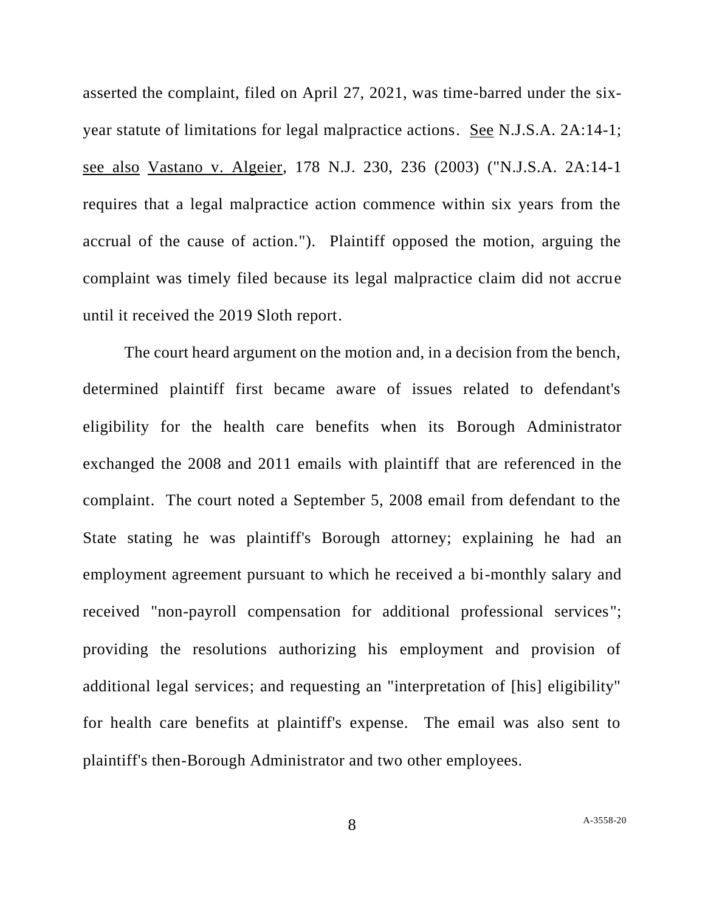asserted the complaint, filed on April 27, 2021, was time-barred under the six-year statute of limitations for legal malpractice actions. See N.J.S.A. 2A:14-1; see also Vastano v. Algeier, 178 N.J. 230, 236 (2003) ("N.J.S.A. 2A:14-1 requires that a legal malpractice action commence within six years from the accrual of the cause of action."). Plaintiff opposed the motion, arguing the complaint was timely filed because its legal malpractice claim did not accrue until it received the 2019 Sloth report.

The court heard argument on the motion and, in a decision from the bench, determined plaintiff first became aware of issues related to defendant's eligibility for the health care benefits when its Borough Administrator exchanged the 2008 and 2011 emails with plaintiff that are referenced in the complaint. The court noted a September 5, 2008 email from defendant to the State stating he was plaintiff's Borough attorney; explaining he had an employment agreement pursuant to which he received a bi-monthly salary and received "non-payroll compensation for additional professional services"; providing the resolutions authorizing his employment and provision of additional legal services; and requesting an "interpretation of [his] eligibility" for health care benefits at plaintiff's expense. The email was also sent to plaintiff's then-Borough Administrator and two other employees.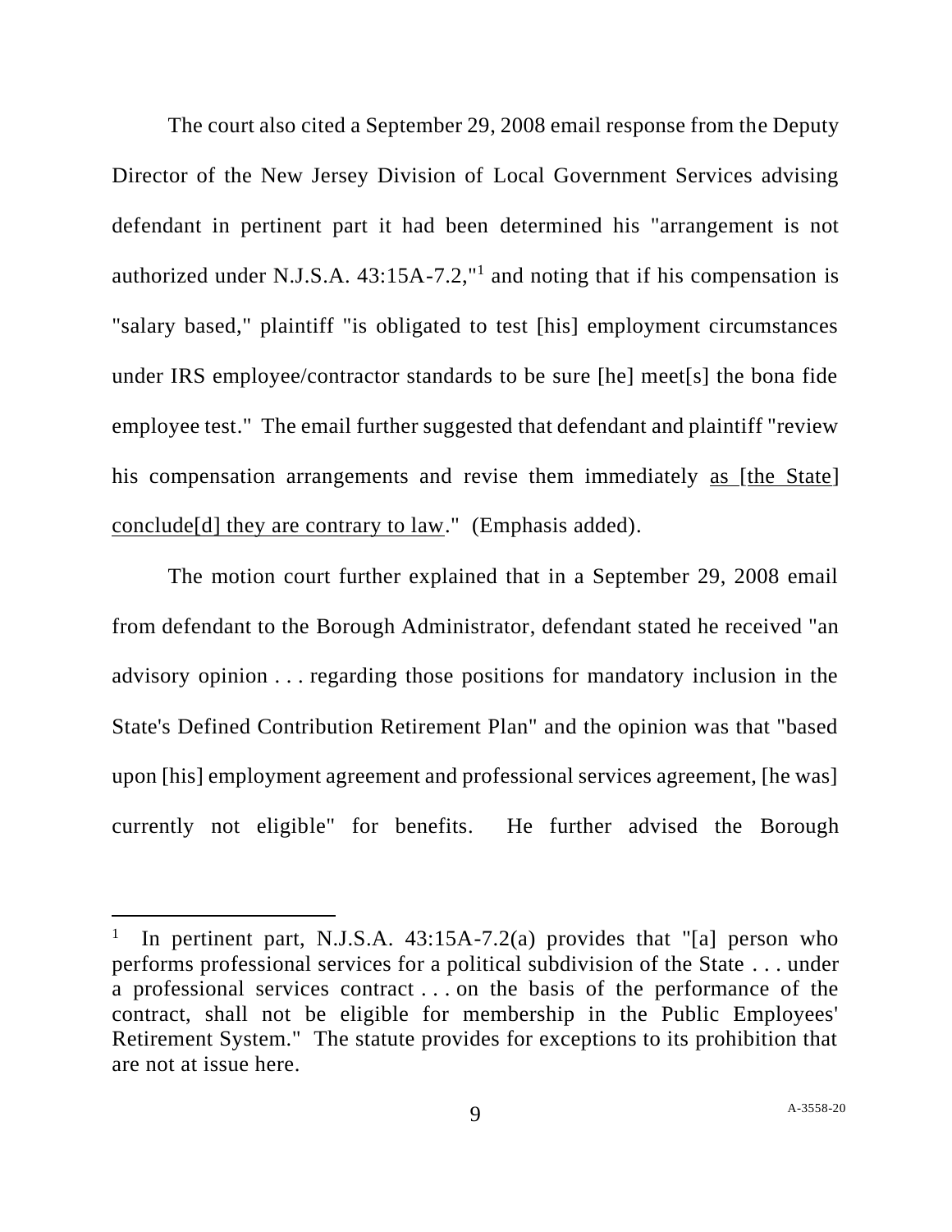The court also cited a September 29, 2008 email response from the Deputy Director of the New Jersey Division of Local Government Services advising defendant in pertinent part it had been determined his "arrangement is not authorized under N.J.S.A. 43:15A-7.2,"[1] and noting that if his compensation is "salary based," plaintiff "is obligated to test [his] employment circumstances under IRS employee/contractor standards to be sure [he] meet[s] the bona fide employee test." The email further suggested that defendant and plaintiff "review his compensation arrangements and revise them immediately <u>as [the State] conclude[d] they are contrary to law</u>." (Emphasis added).

The motion court further explained that in a September 29, 2008 email from defendant to the Borough Administrator, defendant stated he received "an advisory opinion . . . regarding those positions for mandatory inclusion in the State's Defined Contribution Retirement Plan" and the opinion was that "based upon [his] employment agreement and professional services agreement, [he was] currently not eligible" for benefits. He further advised the Borough

---

[1] In pertinent part, N.J.S.A. 43:15A-7.2(a) provides that "[a] person who performs professional services for a political subdivision of the State . . . under a professional services contract . . . on the basis of the performance of the contract, shall not be eligible for membership in the Public Employees' Retirement System." The statute provides for exceptions to its prohibition that are not at issue here.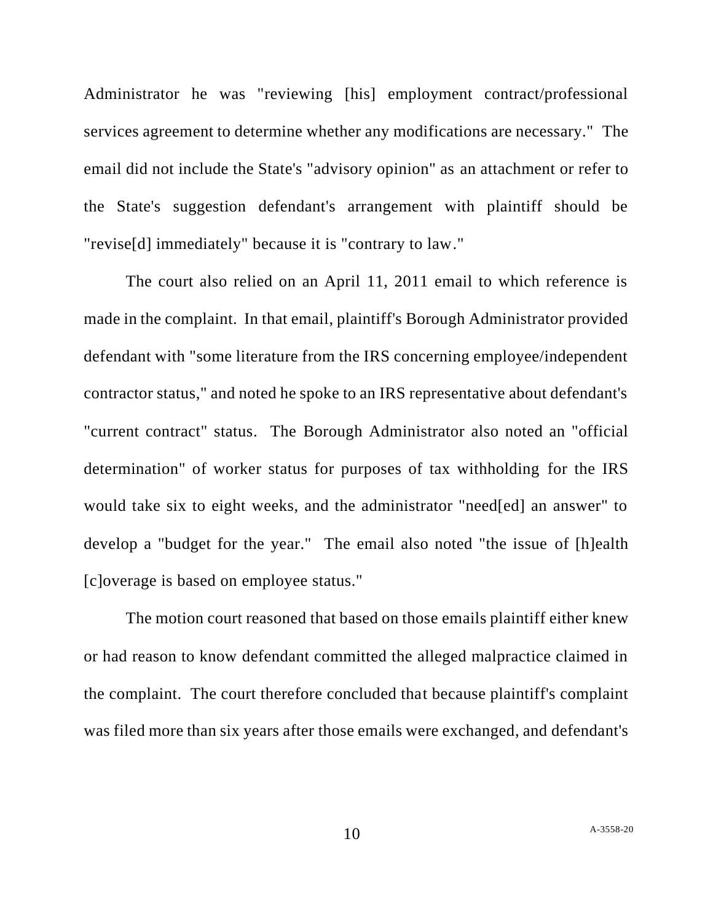Administrator he was "reviewing [his] employment contract/professional services agreement to determine whether any modifications are necessary." The email did not include the State's "advisory opinion" as an attachment or refer to the State's suggestion defendant's arrangement with plaintiff should be "revise[d] immediately" because it is "contrary to law."

The court also relied on an April 11, 2011 email to which reference is made in the complaint. In that email, plaintiff's Borough Administrator provided defendant with "some literature from the IRS concerning employee/independent contractor status," and noted he spoke to an IRS representative about defendant's "current contract" status. The Borough Administrator also noted an "official determination" of worker status for purposes of tax withholding for the IRS would take six to eight weeks, and the administrator "need[ed] an answer" to develop a "budget for the year." The email also noted "the issue of [h]ealth [c]overage is based on employee status."

The motion court reasoned that based on those emails plaintiff either knew or had reason to know defendant committed the alleged malpractice claimed in the complaint. The court therefore concluded that because plaintiff's complaint was filed more than six years after those emails were exchanged, and defendant's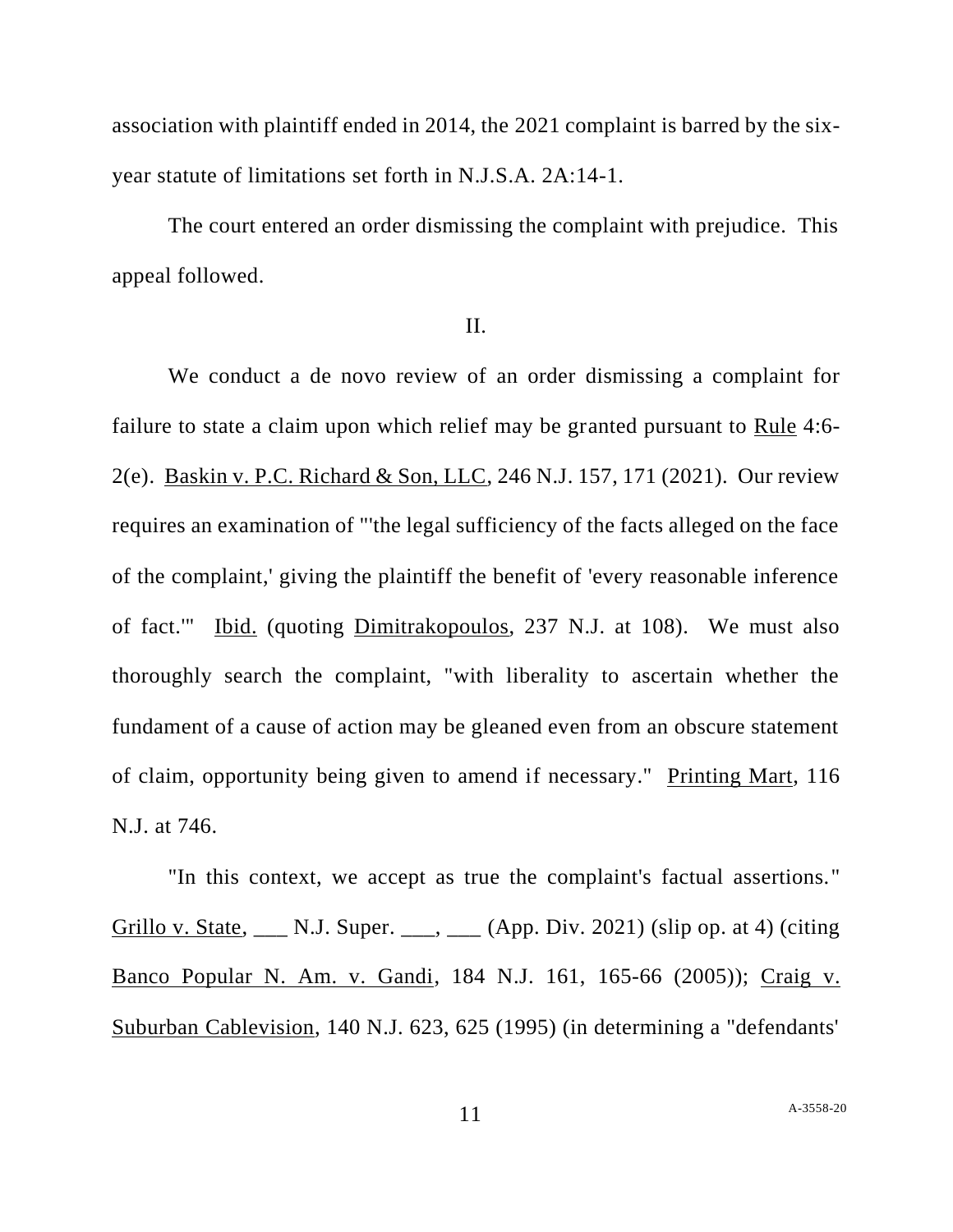association with plaintiff ended in 2014, the 2021 complaint is barred by the six-year statute of limitations set forth in N.J.S.A. 2A:14-1.

The court entered an order dismissing the complaint with prejudice. This appeal followed.

II.

We conduct a de novo review of an order dismissing a complaint for failure to state a claim upon which relief may be granted pursuant to Rule 4:6-2(e). Baskin v. P.C. Richard & Son, LLC, 246 N.J. 157, 171 (2021). Our review requires an examination of "'the legal sufficiency of the facts alleged on the face of the complaint,' giving the plaintiff the benefit of 'every reasonable inference of fact.'" Ibid. (quoting Dimitrakopoulos, 237 N.J. at 108). We must also thoroughly search the complaint, "with liberality to ascertain whether the fundament of a cause of action may be gleaned even from an obscure statement of claim, opportunity being given to amend if necessary." Printing Mart, 116 N.J. at 746.

"In this context, we accept as true the complaint's factual assertions." Grillo v. State, ___ N.J. Super. ___, ___ (App. Div. 2021) (slip op. at 4) (citing Banco Popular N. Am. v. Gandi, 184 N.J. 161, 165-66 (2005)); Craig v. Suburban Cablevision, 140 N.J. 623, 625 (1995) (in determining a "defendants'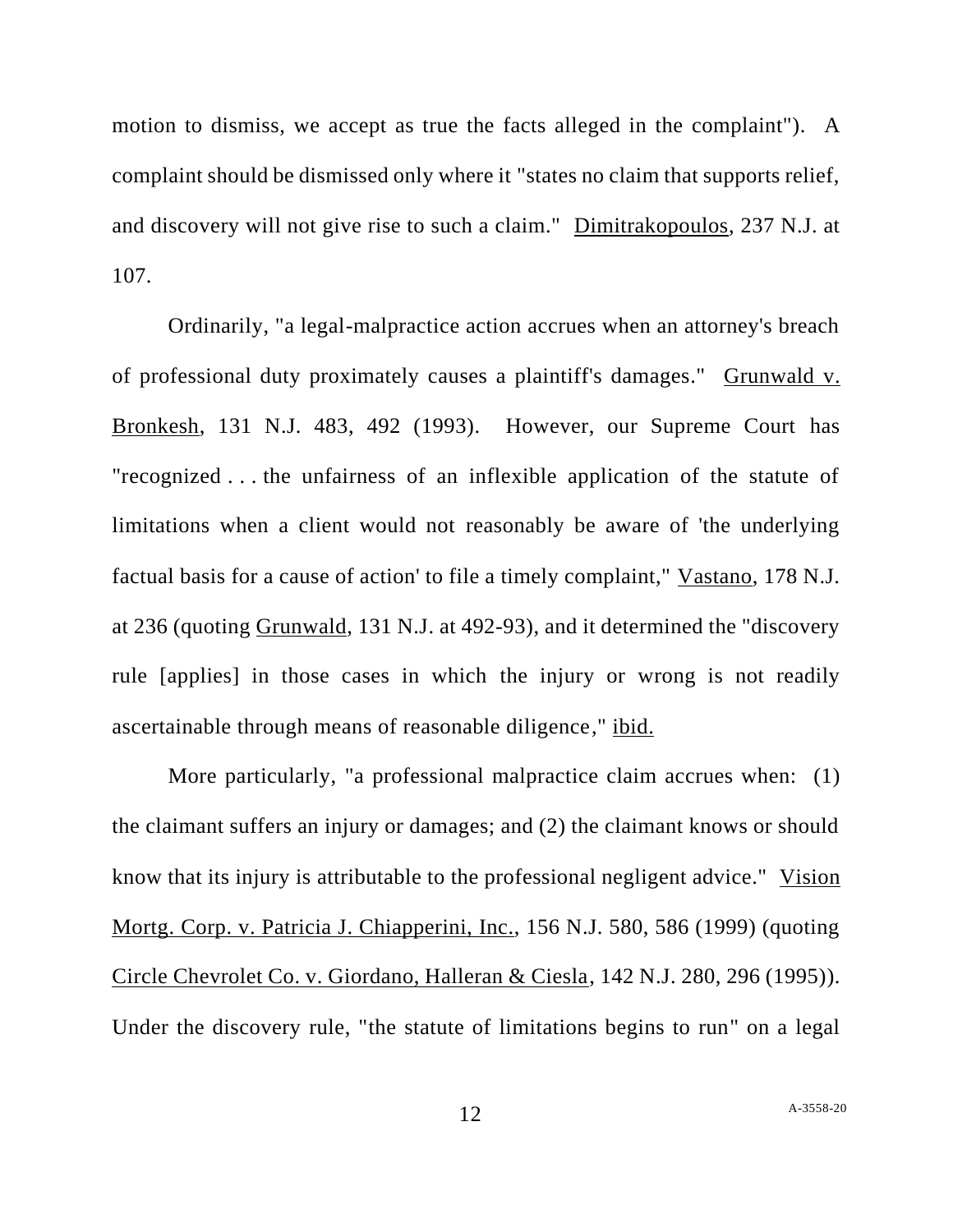motion to dismiss, we accept as true the facts alleged in the complaint"). A complaint should be dismissed only where it "states no claim that supports relief, and discovery will not give rise to such a claim." Dimitrakopoulos, 237 N.J. at 107.

Ordinarily, "a legal-malpractice action accrues when an attorney's breach of professional duty proximately causes a plaintiff's damages." Grunwald v. Bronkesh, 131 N.J. 483, 492 (1993). However, our Supreme Court has "recognized . . . the unfairness of an inflexible application of the statute of limitations when a client would not reasonably be aware of 'the underlying factual basis for a cause of action' to file a timely complaint," Vastano, 178 N.J. at 236 (quoting Grunwald, 131 N.J. at 492-93), and it determined the "discovery rule [applies] in those cases in which the injury or wrong is not readily ascertainable through means of reasonable diligence," ibid.

More particularly, "a professional malpractice claim accrues when: (1) the claimant suffers an injury or damages; and (2) the claimant knows or should know that its injury is attributable to the professional negligent advice." Vision Mortg. Corp. v. Patricia J. Chiapperini, Inc., 156 N.J. 580, 586 (1999) (quoting Circle Chevrolet Co. v. Giordano, Halleran & Ciesla, 142 N.J. 280, 296 (1995)). Under the discovery rule, "the statute of limitations begins to run" on a legal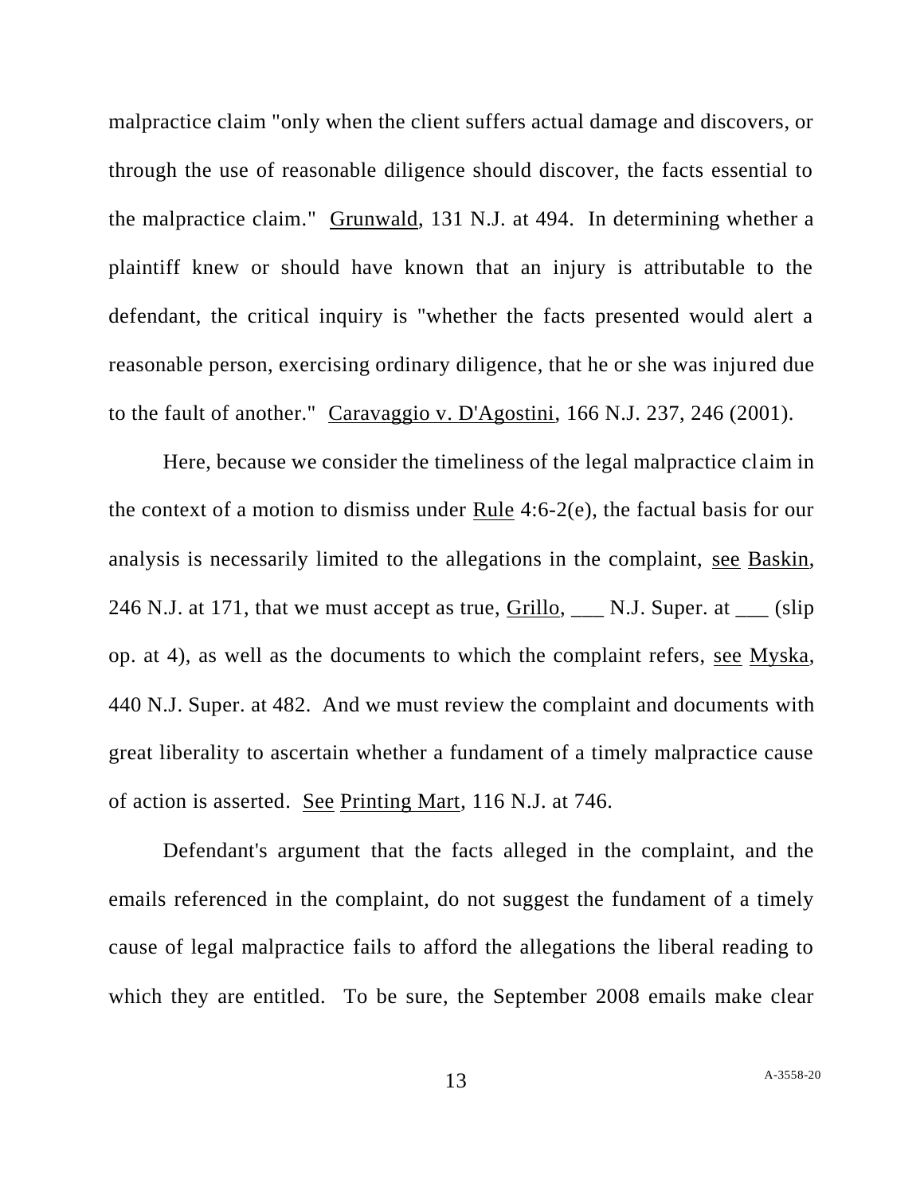malpractice claim "only when the client suffers actual damage and discovers, or through the use of reasonable diligence should discover, the facts essential to the malpractice claim." Grunwald, 131 N.J. at 494. In determining whether a plaintiff knew or should have known that an injury is attributable to the defendant, the critical inquiry is "whether the facts presented would alert a reasonable person, exercising ordinary diligence, that he or she was injured due to the fault of another." Caravaggio v. D'Agostini, 166 N.J. 237, 246 (2001).

Here, because we consider the timeliness of the legal malpractice claim in the context of a motion to dismiss under Rule 4:6-2(e), the factual basis for our analysis is necessarily limited to the allegations in the complaint, see Baskin, 246 N.J. at 171, that we must accept as true, Grillo, ___ N.J. Super. at ___ (slip op. at 4), as well as the documents to which the complaint refers, see Myska, 440 N.J. Super. at 482. And we must review the complaint and documents with great liberality to ascertain whether a fundament of a timely malpractice cause of action is asserted. See Printing Mart, 116 N.J. at 746.

Defendant's argument that the facts alleged in the complaint, and the emails referenced in the complaint, do not suggest the fundament of a timely cause of legal malpractice fails to afford the allegations the liberal reading to which they are entitled. To be sure, the September 2008 emails make clear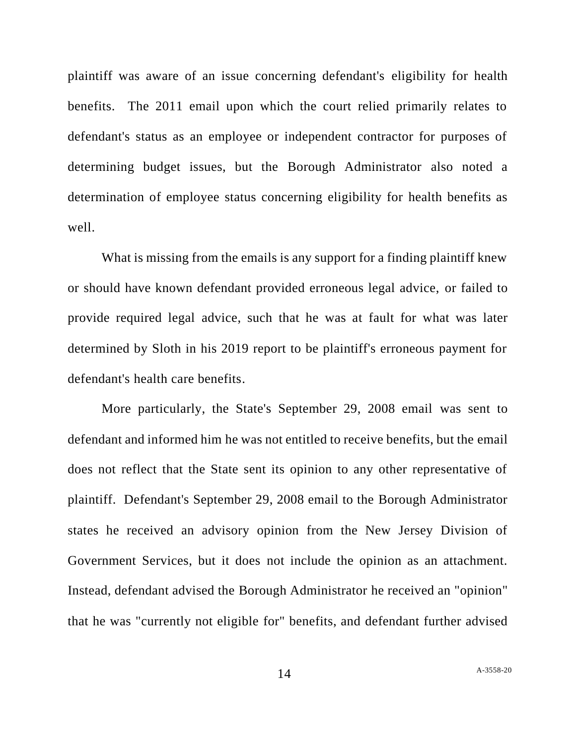plaintiff was aware of an issue concerning defendant's eligibility for health benefits. The 2011 email upon which the court relied primarily relates to defendant's status as an employee or independent contractor for purposes of determining budget issues, but the Borough Administrator also noted a determination of employee status concerning eligibility for health benefits as well.

What is missing from the emails is any support for a finding plaintiff knew or should have known defendant provided erroneous legal advice, or failed to provide required legal advice, such that he was at fault for what was later determined by Sloth in his 2019 report to be plaintiff's erroneous payment for defendant's health care benefits.

More particularly, the State's September 29, 2008 email was sent to defendant and informed him he was not entitled to receive benefits, but the email does not reflect that the State sent its opinion to any other representative of plaintiff. Defendant's September 29, 2008 email to the Borough Administrator states he received an advisory opinion from the New Jersey Division of Government Services, but it does not include the opinion as an attachment. Instead, defendant advised the Borough Administrator he received an "opinion" that he was "currently not eligible for" benefits, and defendant further advised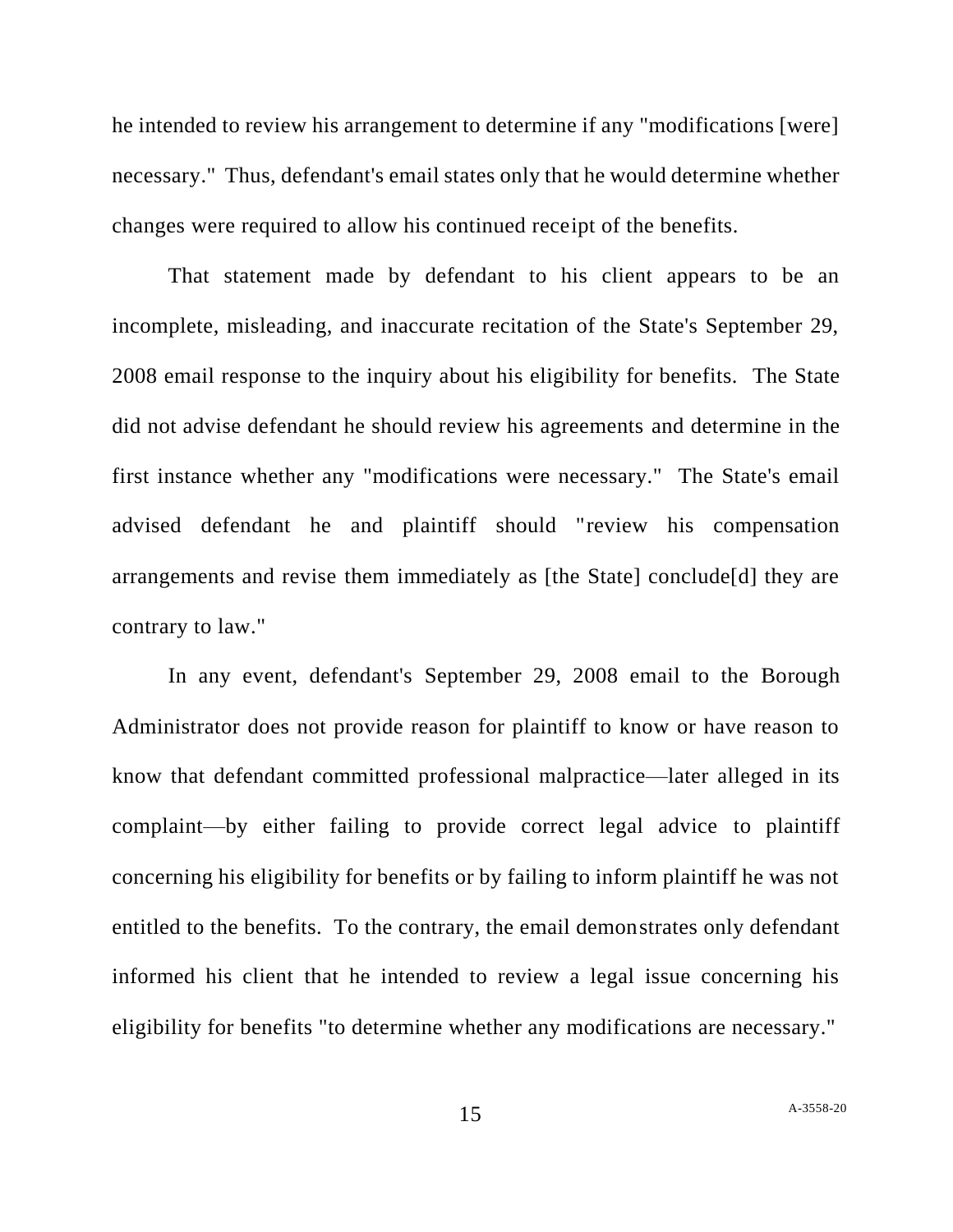he intended to review his arrangement to determine if any "modifications [were] necessary." Thus, defendant's email states only that he would determine whether changes were required to allow his continued receipt of the benefits.

That statement made by defendant to his client appears to be an incomplete, misleading, and inaccurate recitation of the State's September 29, 2008 email response to the inquiry about his eligibility for benefits. The State did not advise defendant he should review his agreements and determine in the first instance whether any "modifications were necessary." The State's email advised defendant he and plaintiff should "review his compensation arrangements and revise them immediately as [the State] conclude[d] they are contrary to law."

In any event, defendant's September 29, 2008 email to the Borough Administrator does not provide reason for plaintiff to know or have reason to know that defendant committed professional malpractice—later alleged in its complaint—by either failing to provide correct legal advice to plaintiff concerning his eligibility for benefits or by failing to inform plaintiff he was not entitled to the benefits. To the contrary, the email demonstrates only defendant informed his client that he intended to review a legal issue concerning his eligibility for benefits "to determine whether any modifications are necessary."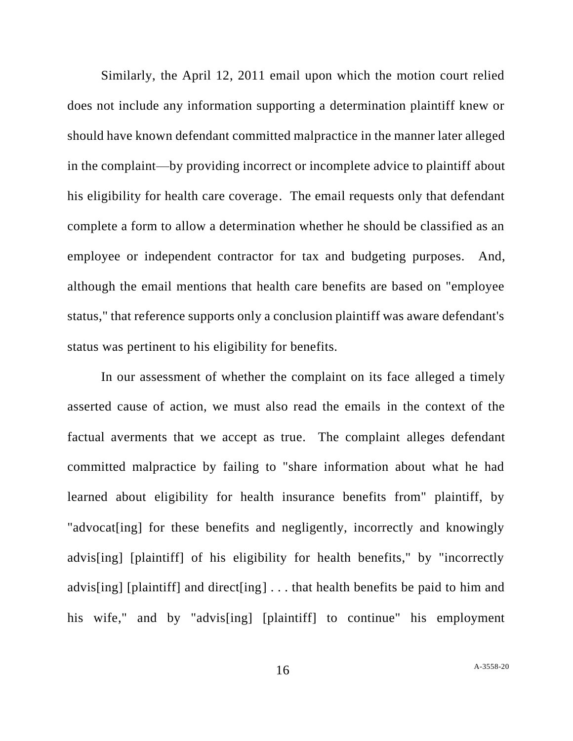Similarly, the April 12, 2011 email upon which the motion court relied does not include any information supporting a determination plaintiff knew or should have known defendant committed malpractice in the manner later alleged in the complaint—by providing incorrect or incomplete advice to plaintiff about his eligibility for health care coverage. The email requests only that defendant complete a form to allow a determination whether he should be classified as an employee or independent contractor for tax and budgeting purposes. And, although the email mentions that health care benefits are based on "employee status," that reference supports only a conclusion plaintiff was aware defendant's status was pertinent to his eligibility for benefits.

In our assessment of whether the complaint on its face alleged a timely asserted cause of action, we must also read the emails in the context of the factual averments that we accept as true. The complaint alleges defendant committed malpractice by failing to "share information about what he had learned about eligibility for health insurance benefits from" plaintiff, by "advocat[ing] for these benefits and negligently, incorrectly and knowingly advis[ing] [plaintiff] of his eligibility for health benefits," by "incorrectly advis[ing] [plaintiff] and direct[ing] . . . that health benefits be paid to him and his wife," and by "advis[ing] [plaintiff] to continue" his employment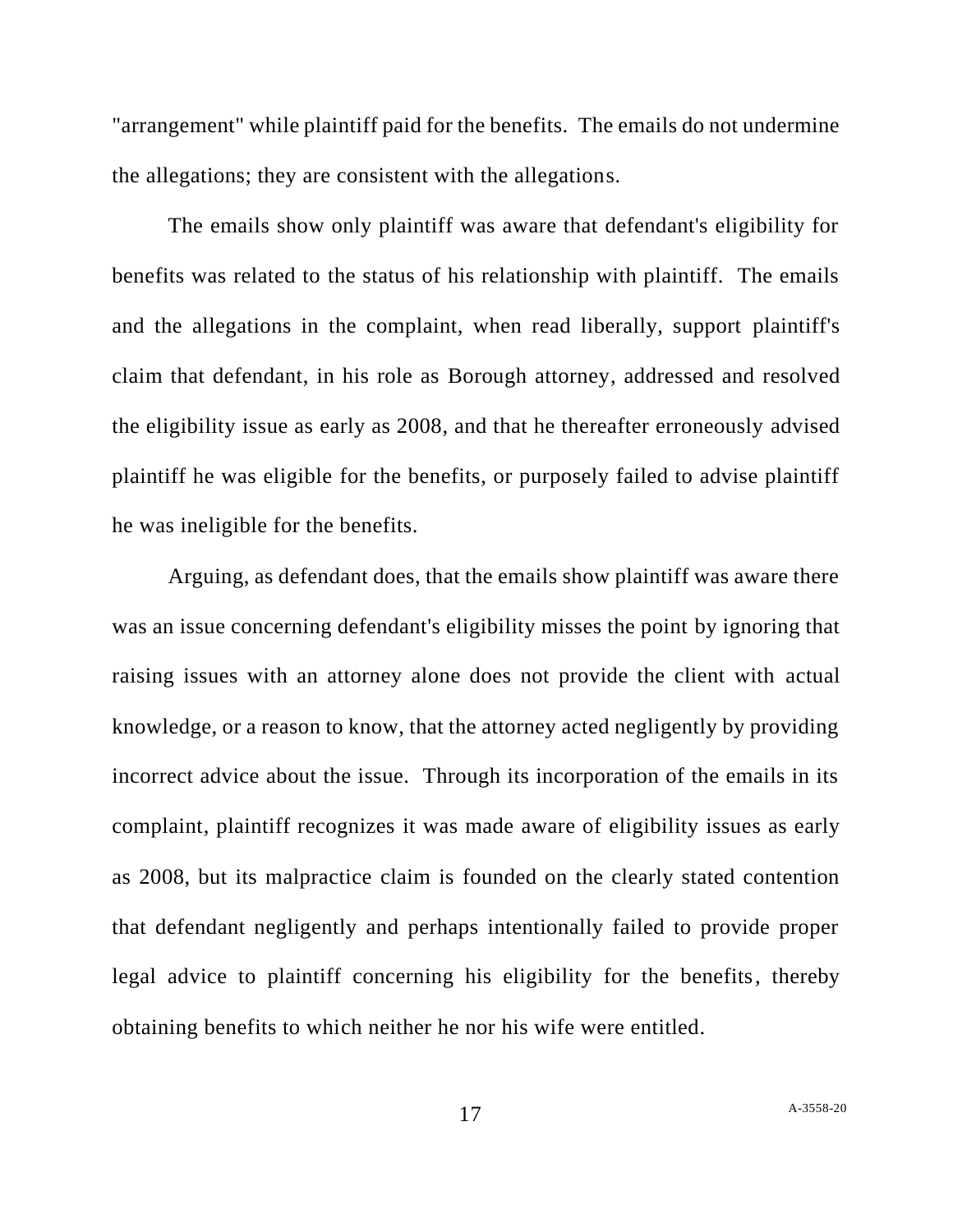"arrangement" while plaintiff paid for the benefits. The emails do not undermine the allegations; they are consistent with the allegations.

The emails show only plaintiff was aware that defendant's eligibility for benefits was related to the status of his relationship with plaintiff. The emails and the allegations in the complaint, when read liberally, support plaintiff's claim that defendant, in his role as Borough attorney, addressed and resolved the eligibility issue as early as 2008, and that he thereafter erroneously advised plaintiff he was eligible for the benefits, or purposely failed to advise plaintiff he was ineligible for the benefits.

Arguing, as defendant does, that the emails show plaintiff was aware there was an issue concerning defendant's eligibility misses the point by ignoring that raising issues with an attorney alone does not provide the client with actual knowledge, or a reason to know, that the attorney acted negligently by providing incorrect advice about the issue. Through its incorporation of the emails in its complaint, plaintiff recognizes it was made aware of eligibility issues as early as 2008, but its malpractice claim is founded on the clearly stated contention that defendant negligently and perhaps intentionally failed to provide proper legal advice to plaintiff concerning his eligibility for the benefits, thereby obtaining benefits to which neither he nor his wife were entitled.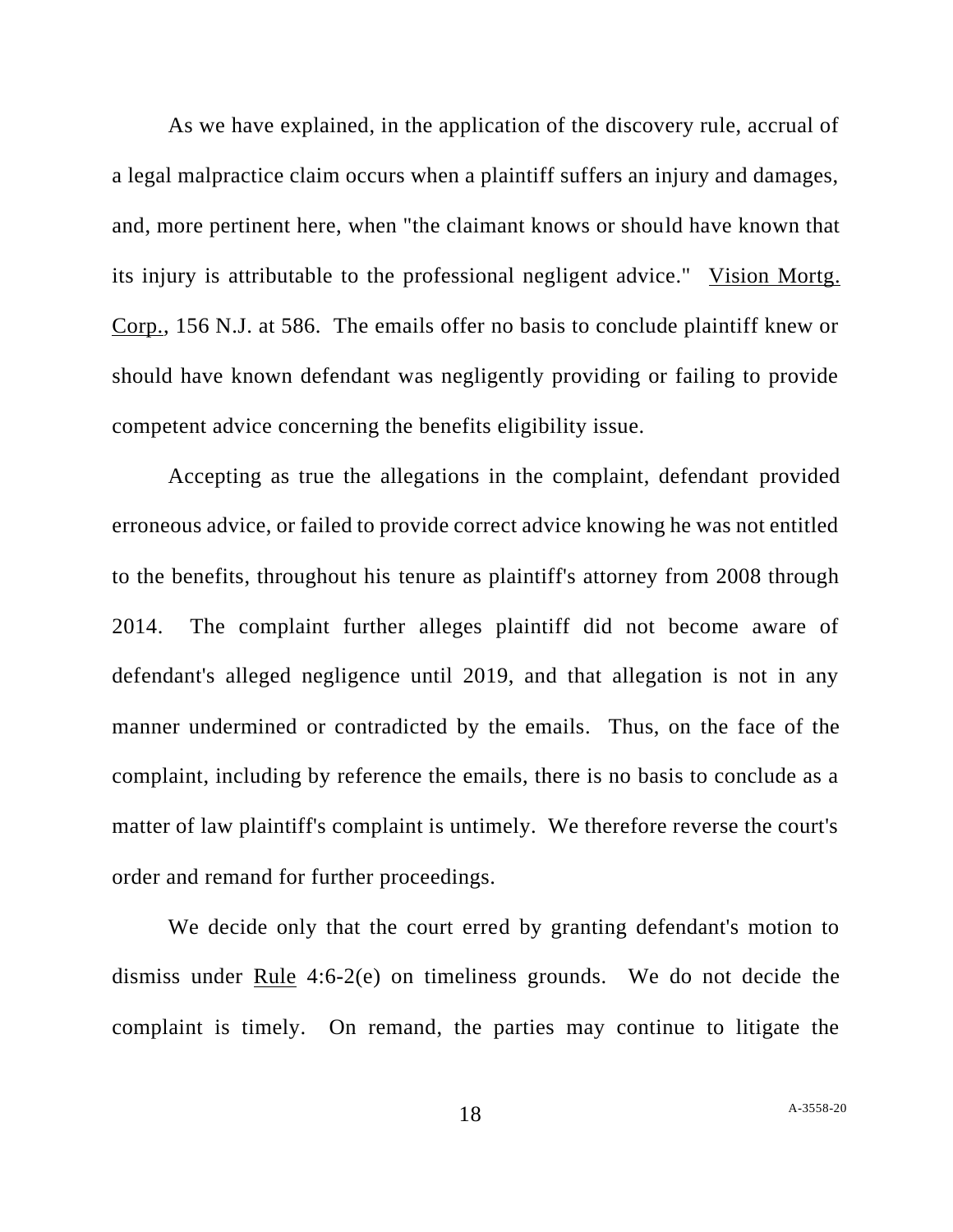As we have explained, in the application of the discovery rule, accrual of a legal malpractice claim occurs when a plaintiff suffers an injury and damages, and, more pertinent here, when "the claimant knows or should have known that its injury is attributable to the professional negligent advice." Vision Mortg. Corp., 156 N.J. at 586. The emails offer no basis to conclude plaintiff knew or should have known defendant was negligently providing or failing to provide competent advice concerning the benefits eligibility issue.

Accepting as true the allegations in the complaint, defendant provided erroneous advice, or failed to provide correct advice knowing he was not entitled to the benefits, throughout his tenure as plaintiff's attorney from 2008 through 2014. The complaint further alleges plaintiff did not become aware of defendant's alleged negligence until 2019, and that allegation is not in any manner undermined or contradicted by the emails. Thus, on the face of the complaint, including by reference the emails, there is no basis to conclude as a matter of law plaintiff's complaint is untimely. We therefore reverse the court's order and remand for further proceedings.

We decide only that the court erred by granting defendant's motion to dismiss under Rule 4:6-2(e) on timeliness grounds. We do not decide the complaint is timely. On remand, the parties may continue to litigate the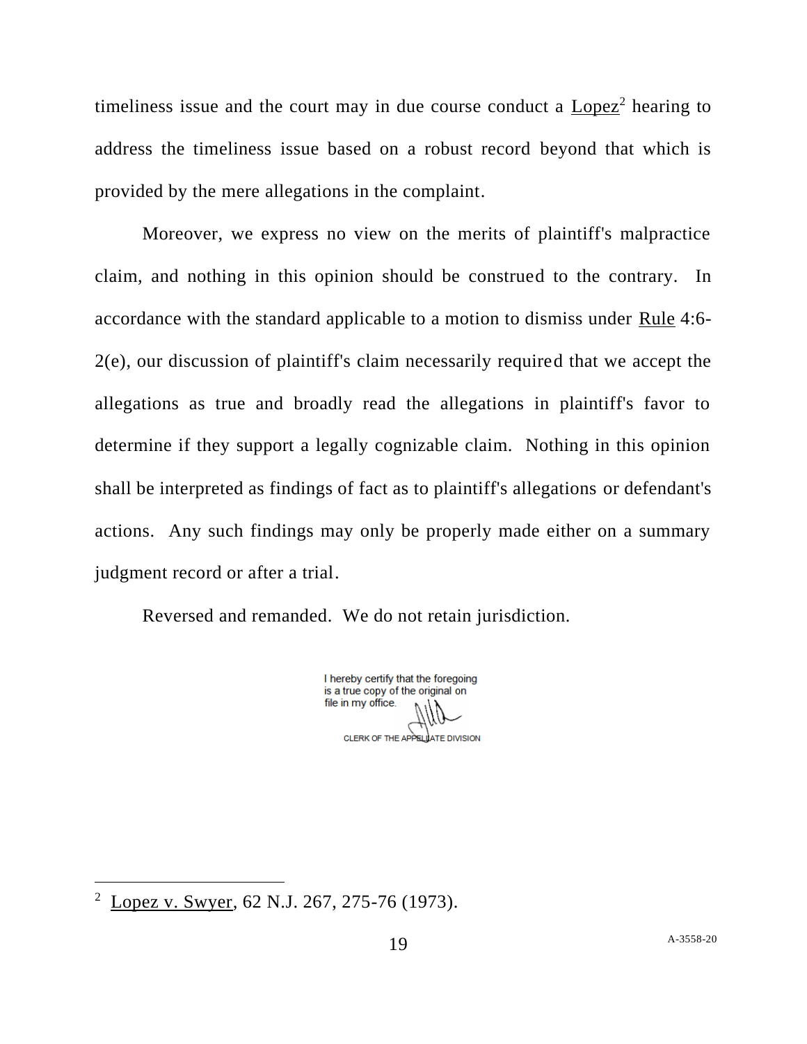timeliness issue and the court may in due course conduct a Lopez[2] hearing to address the timeliness issue based on a robust record beyond that which is provided by the mere allegations in the complaint.

Moreover, we express no view on the merits of plaintiff's malpractice claim, and nothing in this opinion should be construed to the contrary. In accordance with the standard applicable to a motion to dismiss under Rule 4:6-2(e), our discussion of plaintiff's claim necessarily required that we accept the allegations as true and broadly read the allegations in plaintiff's favor to determine if they support a legally cognizable claim. Nothing in this opinion shall be interpreted as findings of fact as to plaintiff's allegations or defendant's actions. Any such findings may only be properly made either on a summary judgment record or after a trial.

Reversed and remanded. We do not retain jurisdiction.

I hereby certify that the foregoing is a true copy of the original on file in my office.

CLERK OF THE APPELLATE DIVISION

---

[2] Lopez v. Swyer, 62 N.J. 267, 275-76 (1973).